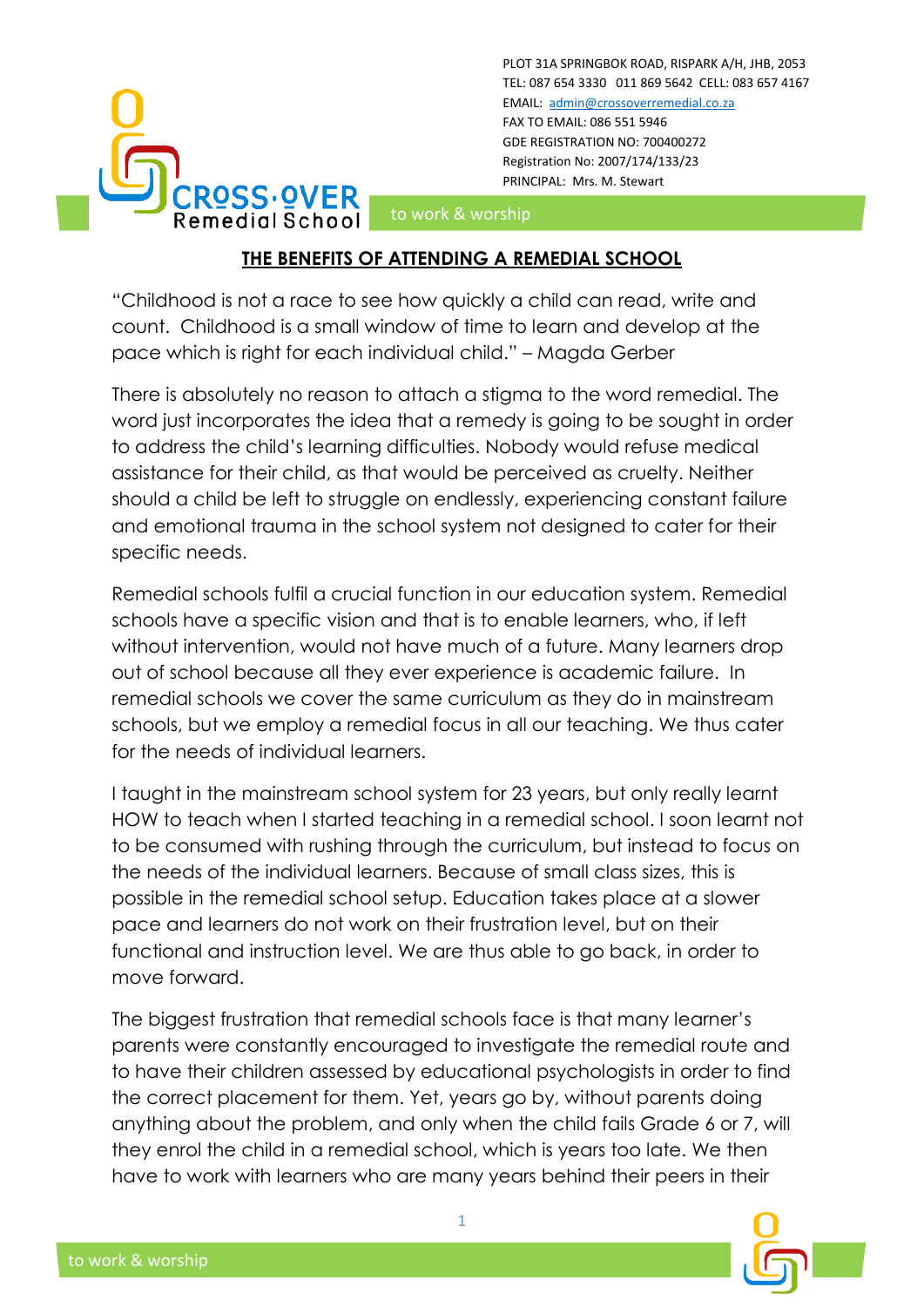PLOT 31A SPRINGBOK ROAD, RISPARK A/H, JHB, 2053
TEL: 087 654 3330 011 869 5642 CELL: 083 657 4167
EMAIL: admin@crossoverremedial.co.za
FAX TO EMAIL: 086 551 5946
GDE REGISTRATION NO: 700400272
Registration No: 2007/174/133/23
PRINCIPAL: Mrs. M. Stewart

CROSS·OVER Remedial School

to work & worship

## THE BENEFITS OF ATTENDING A REMEDIAL SCHOOL

"Childhood is not a race to see how quickly a child can read, write and count. Childhood is a small window of time to learn and develop at the pace which is right for each individual child." – Magda Gerber

There is absolutely no reason to attach a stigma to the word remedial. The word just incorporates the idea that a remedy is going to be sought in order to address the child's learning difficulties. Nobody would refuse medical assistance for their child, as that would be perceived as cruelty. Neither should a child be left to struggle on endlessly, experiencing constant failure and emotional trauma in the school system not designed to cater for their specific needs.

Remedial schools fulfil a crucial function in our education system. Remedial schools have a specific vision and that is to enable learners, who, if left without intervention, would not have much of a future. Many learners drop out of school because all they ever experience is academic failure. In remedial schools we cover the same curriculum as they do in mainstream schools, but we employ a remedial focus in all our teaching. We thus cater for the needs of individual learners.

I taught in the mainstream school system for 23 years, but only really learnt HOW to teach when I started teaching in a remedial school. I soon learnt not to be consumed with rushing through the curriculum, but instead to focus on the needs of the individual learners. Because of small class sizes, this is possible in the remedial school setup. Education takes place at a slower pace and learners do not work on their frustration level, but on their functional and instruction level. We are thus able to go back, in order to move forward.

The biggest frustration that remedial schools face is that many learner's parents were constantly encouraged to investigate the remedial route and to have their children assessed by educational psychologists in order to find the correct placement for them. Yet, years go by, without parents doing anything about the problem, and only when the child fails Grade 6 or 7, will they enrol the child in a remedial school, which is years too late. We then have to work with learners who are many years behind their peers in their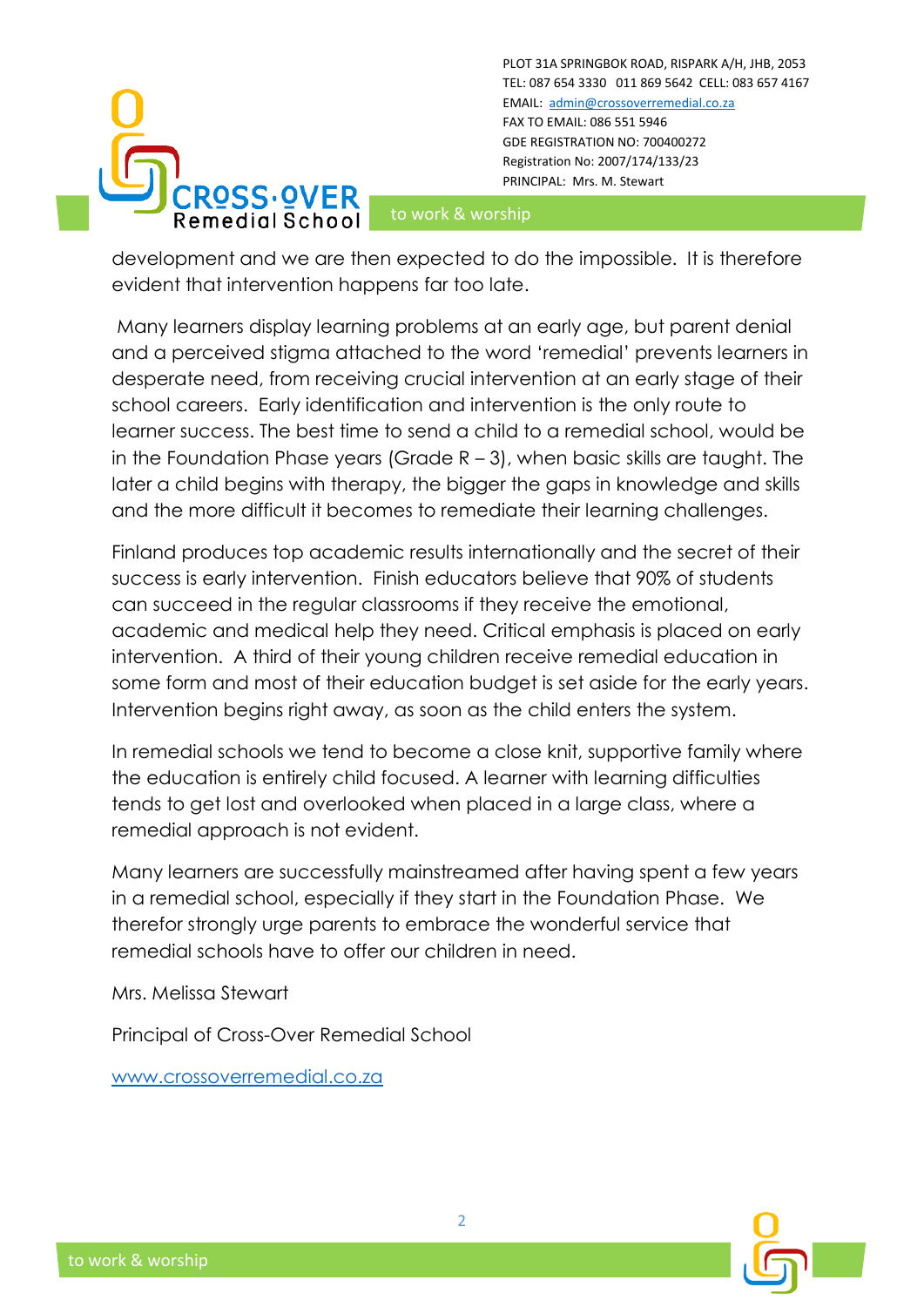development and we are then expected to do the impossible. It is therefore evident that intervention happens far too late.

Many learners display learning problems at an early age, but parent denial and a perceived stigma attached to the word 'remedial' prevents learners in desperate need, from receiving crucial intervention at an early stage of their school careers. Early identification and intervention is the only route to learner success. The best time to send a child to a remedial school, would be in the Foundation Phase years (Grade R – 3), when basic skills are taught. The later a child begins with therapy, the bigger the gaps in knowledge and skills and the more difficult it becomes to remediate their learning challenges.

Finland produces top academic results internationally and the secret of their success is early intervention. Finish educators believe that 90% of students can succeed in the regular classrooms if they receive the emotional, academic and medical help they need. Critical emphasis is placed on early intervention. A third of their young children receive remedial education in some form and most of their education budget is set aside for the early years. Intervention begins right away, as soon as the child enters the system.

In remedial schools we tend to become a close knit, supportive family where the education is entirely child focused. A learner with learning difficulties tends to get lost and overlooked when placed in a large class, where a remedial approach is not evident.

Many learners are successfully mainstreamed after having spent a few years in a remedial school, especially if they start in the Foundation Phase. We therefor strongly urge parents to embrace the wonderful service that remedial schools have to offer our children in need.

Mrs. Melissa Stewart

Principal of Cross-Over Remedial School

www.crossoverremedial.co.za